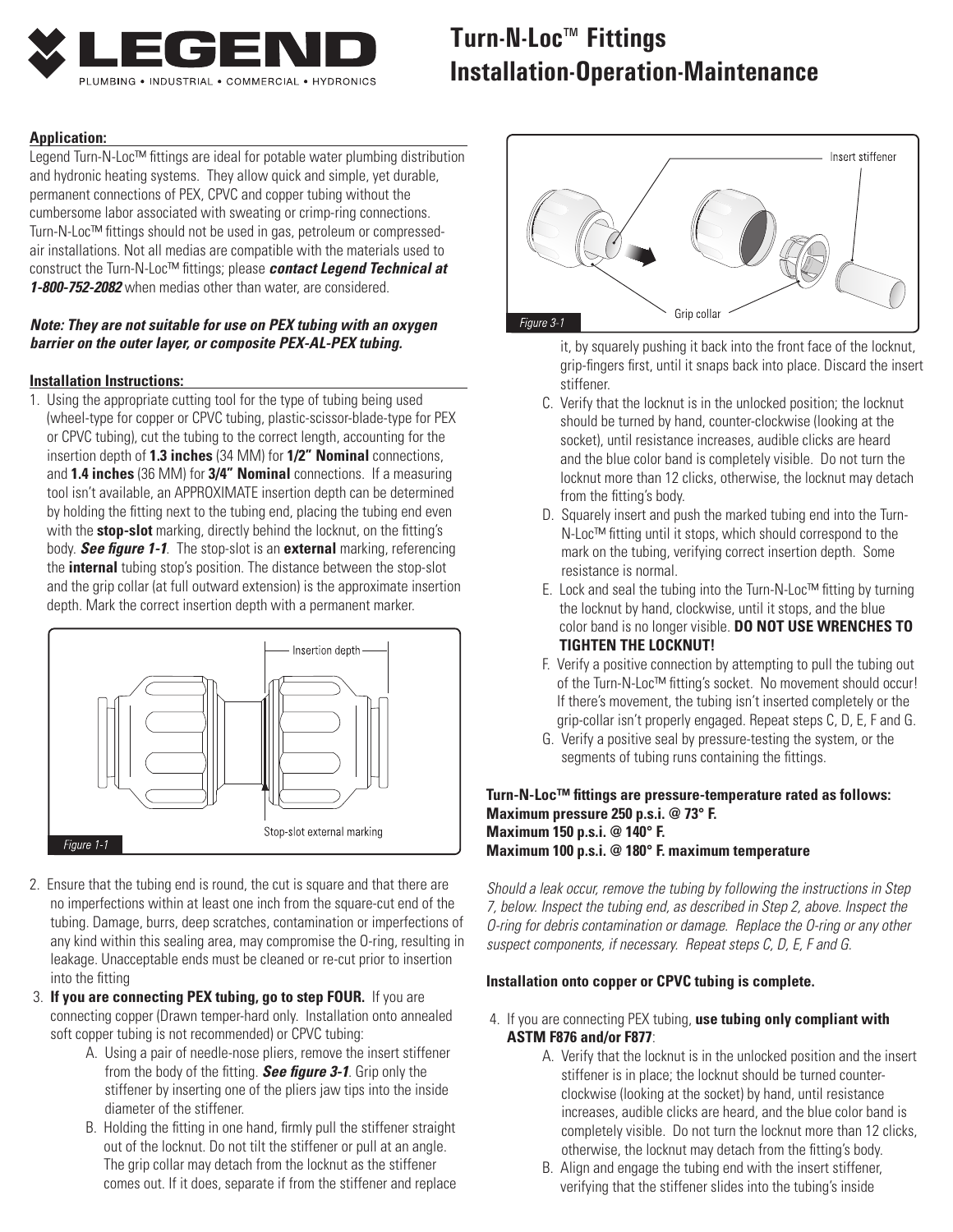# Turn-N-Loc™ Fittings Installation-Operation-Maintenance

LEGEND

PLUMBING • INDUSTRIAL • COMMERCIAL • HYDRONICS

## Application:

Legend Turn-N-Loc™ fittings are ideal for potable water plumbing distribution and hydronic heating systems. They allow quick and simple, yet durable, permanent connections of PEX, CPVC and copper tubing without the cumbersome labor associated with sweating or crimp-ring connections. Turn-N-Loc™ fittings should not be used in gas, petroleum or compressed-air installations. Not all medias are compatible with the materials used to construct the Turn-N-Loc™ fittings; please ***contact Legend Technical at 1-800-752-2082*** when medias other than water, are considered.

***Note: They are not suitable for use on PEX tubing with an oxygen barrier on the outer layer, or composite PEX-AL-PEX tubing.***

## Installation Instructions:

1. Using the appropriate cutting tool for the type of tubing being used (wheel-type for copper or CPVC tubing, plastic-scissor-blade-type for PEX or CPVC tubing), cut the tubing to the correct length, accounting for the insertion depth of **1.3 inches** (34 MM) for **1/2" Nominal** connections, and **1.4 inches** (36 MM) for **3/4" Nominal** connections. If a measuring tool isn't available, an APPROXIMATE insertion depth can be determined by holding the fitting next to the tubing end, placing the tubing end even with the **stop-slot** marking, directly behind the locknut, on the fitting's body. ***See figure 1-1***. The stop-slot is an **external** marking, referencing the **internal** tubing stop's position. The distance between the stop-slot and the grip collar (at full outward extension) is the approximate insertion depth. Mark the correct insertion depth with a permanent marker.

Insertion depth

Stop-slot external marking

*Figure 1-1*

2. Ensure that the tubing end is round, the cut is square and that there are no imperfections within at least one inch from the square-cut end of the tubing. Damage, burrs, deep scratches, contamination or imperfections of any kind within this sealing area, may compromise the O-ring, resulting in leakage. Unacceptable ends must be cleaned or re-cut prior to insertion into the fitting
3. **If you are connecting PEX tubing, go to step FOUR.** If you are connecting copper (Drawn temper-hard only. Installation onto annealed soft copper tubing is not recommended) or CPVC tubing:
   - A. Using a pair of needle-nose pliers, remove the insert stiffener from the body of the fitting. ***See figure 3-1***. Grip only the stiffener by inserting one of the pliers jaw tips into the inside diameter of the stiffener.
   - B. Holding the fitting in one hand, firmly pull the stiffener straight out of the locknut. Do not tilt the stiffener or pull at an angle. The grip collar may detach from the locknut as the stiffener comes out. If it does, separate if from the stiffener and replace it, by squarely pushing it back into the front face of the locknut, grip-fingers first, until it snaps back into place. Discard the insert stiffener.

Insert stiffener

Grip collar

*Figure 3-1*

   - C. Verify that the locknut is in the unlocked position; the locknut should be turned by hand, counter-clockwise (looking at the socket), until resistance increases, audible clicks are heard and the blue color band is completely visible. Do not turn the locknut more than 12 clicks, otherwise, the locknut may detach from the fitting's body.
   - D. Squarely insert and push the marked tubing end into the Turn-N-Loc™ fitting until it stops, which should correspond to the mark on the tubing, verifying correct insertion depth. Some resistance is normal.
   - E. Lock and seal the tubing into the Turn-N-Loc™ fitting by turning the locknut by hand, clockwise, until it stops, and the blue color band is no longer visible. **DO NOT USE WRENCHES TO TIGHTEN THE LOCKNUT!**
   - F. Verify a positive connection by attempting to pull the tubing out of the Turn-N-Loc™ fitting's socket. No movement should occur! If there's movement, the tubing isn't inserted completely or the grip-collar isn't properly engaged. Repeat steps C, D, E, F and G.
   - G. Verify a positive seal by pressure-testing the system, or the segments of tubing runs containing the fittings.

**Turn-N-Loc™ fittings are pressure-temperature rated as follows:**
**Maximum pressure 250 p.s.i. @ 73° F.**
**Maximum 150 p.s.i. @ 140° F.**
**Maximum 100 p.s.i. @ 180° F. maximum temperature**

*Should a leak occur, remove the tubing by following the instructions in Step 7, below. Inspect the tubing end, as described in Step 2, above. Inspect the O-ring for debris contamination or damage. Replace the O-ring or any other suspect components, if necessary. Repeat steps C, D, E, F and G.*

**Installation onto copper or CPVC tubing is complete.**

4. If you are connecting PEX tubing, **use tubing only compliant with ASTM F876 and/or F877**:
   - A. Verify that the locknut is in the unlocked position and the insert stiffener is in place; the locknut should be turned counter-clockwise (looking at the socket) by hand, until resistance increases, audible clicks are heard, and the blue color band is completely visible. Do not turn the locknut more than 12 clicks, otherwise, the locknut may detach from the fitting's body.
   - B. Align and engage the tubing end with the insert stiffener, verifying that the stiffener slides into the tubing's inside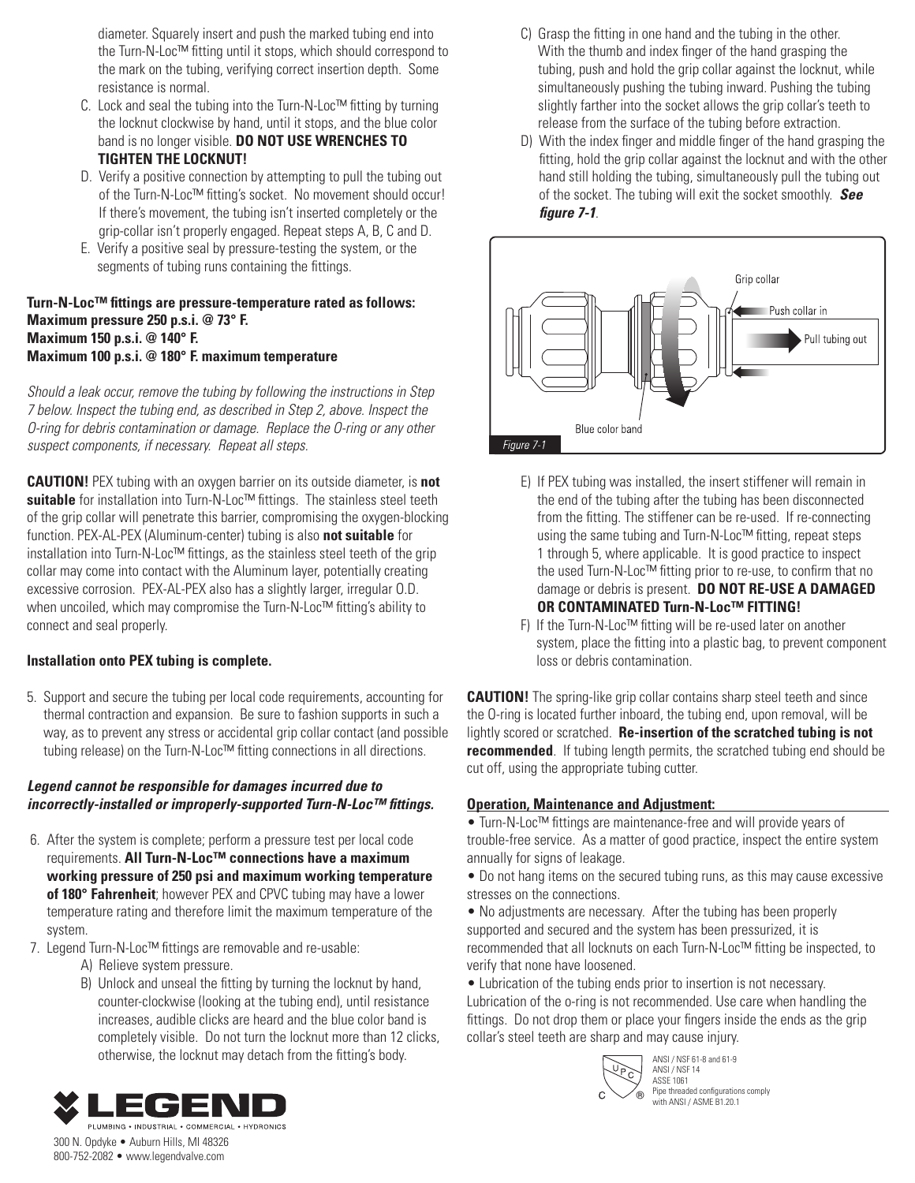diameter. Squarely insert and push the marked tubing end into the Turn-N-Loc™ fitting until it stops, which should correspond to the mark on the tubing, verifying correct insertion depth. Some resistance is normal.

C. Lock and seal the tubing into the Turn-N-Loc™ fitting by turning the locknut clockwise by hand, until it stops, and the blue color band is no longer visible. **DO NOT USE WRENCHES TO TIGHTEN THE LOCKNUT!**

D. Verify a positive connection by attempting to pull the tubing out of the Turn-N-Loc™ fitting's socket. No movement should occur! If there's movement, the tubing isn't inserted completely or the grip-collar isn't properly engaged. Repeat steps A, B, C and D.

E. Verify a positive seal by pressure-testing the system, or the segments of tubing runs containing the fittings.

**Turn-N-Loc™ fittings are pressure-temperature rated as follows:**
**Maximum pressure 250 p.s.i. @ 73° F.**
**Maximum 150 p.s.i. @ 140° F.**
**Maximum 100 p.s.i. @ 180° F. maximum temperature**

*Should a leak occur, remove the tubing by following the instructions in Step 7 below. Inspect the tubing end, as described in Step 2, above. Inspect the O-ring for debris contamination or damage. Replace the O-ring or any other suspect components, if necessary. Repeat all steps.*

**CAUTION!** PEX tubing with an oxygen barrier on its outside diameter, is **not suitable** for installation into Turn-N-Loc™ fittings. The stainless steel teeth of the grip collar will penetrate this barrier, compromising the oxygen-blocking function. PEX-AL-PEX (Aluminum-center) tubing is also **not suitable** for installation into Turn-N-Loc™ fittings, as the stainless steel teeth of the grip collar may come into contact with the Aluminum layer, potentially creating excessive corrosion. PEX-AL-PEX also has a slightly larger, irregular O.D. when uncoiled, which may compromise the Turn-N-Loc™ fitting's ability to connect and seal properly.

**Installation onto PEX tubing is complete.**

5. Support and secure the tubing per local code requirements, accounting for thermal contraction and expansion. Be sure to fashion supports in such a way, as to prevent any stress or accidental grip collar contact (and possible tubing release) on the Turn-N-Loc™ fitting connections in all directions.

***Legend cannot be responsible for damages incurred due to incorrectly-installed or improperly-supported Turn-N-Loc™ fittings.***

6. After the system is complete; perform a pressure test per local code requirements. **All Turn-N-Loc™ connections have a maximum working pressure of 250 psi and maximum working temperature of 180° Fahrenheit**; however PEX and CPVC tubing may have a lower temperature rating and therefore limit the maximum temperature of the system.

7. Legend Turn-N-Loc™ fittings are removable and re-usable:
   A) Relieve system pressure.
   B) Unlock and unseal the fitting by turning the locknut by hand, counter-clockwise (looking at the tubing end), until resistance increases, audible clicks are heard and the blue color band is completely visible. Do not turn the locknut more than 12 clicks, otherwise, the locknut may detach from the fitting's body.
   C) Grasp the fitting in one hand and the tubing in the other. With the thumb and index finger of the hand grasping the tubing, push and hold the grip collar against the locknut, while simultaneously pushing the tubing inward. Pushing the tubing slightly farther into the socket allows the grip collar's teeth to release from the surface of the tubing before extraction.
   D) With the index finger and middle finger of the hand grasping the fitting, hold the grip collar against the locknut and with the other hand still holding the tubing, simultaneously pull the tubing out of the socket. The tubing will exit the socket smoothly. ***See figure 7-1***.

Grip collar
Push collar in
Pull tubing out
Blue color band

*Figure 7-1*

   E) If PEX tubing was installed, the insert stiffener will remain in the end of the tubing after the tubing has been disconnected from the fitting. The stiffener can be re-used. If re-connecting using the same tubing and Turn-N-Loc™ fitting, repeat steps 1 through 5, where applicable. It is good practice to inspect the used Turn-N-Loc™ fitting prior to re-use, to confirm that no damage or debris is present. **DO NOT RE-USE A DAMAGED OR CONTAMINATED Turn-N-Loc™ FITTING!**
   F) If the Turn-N-Loc™ fitting will be re-used later on another system, place the fitting into a plastic bag, to prevent component loss or debris contamination.

**CAUTION!** The spring-like grip collar contains sharp steel teeth and since the O-ring is located further inboard, the tubing end, upon removal, will be lightly scored or scratched. **Re-insertion of the scratched tubing is not recommended**. If tubing length permits, the scratched tubing end should be cut off, using the appropriate tubing cutter.

**Operation, Maintenance and Adjustment:**

- Turn-N-Loc™ fittings are maintenance-free and will provide years of trouble-free service. As a matter of good practice, inspect the entire system annually for signs of leakage.
- Do not hang items on the secured tubing runs, as this may cause excessive stresses on the connections.
- No adjustments are necessary. After the tubing has been properly supported and secured and the system has been pressurized, it is recommended that all locknuts on each Turn-N-Loc™ fitting be inspected, to verify that none have loosened.
- Lubrication of the tubing ends prior to insertion is not necessary. Lubrication of the o-ring is not recommended. Use care when handling the fittings. Do not drop them or place your fingers inside the ends as the grip collar's steel teeth are sharp and may cause injury.

ANSI / NSF 61-8 and 61-9
ANSI / NSF 14
ASSE 1061
Pipe threaded configurations comply with ANSI / ASME B1.20.1

LEGEND
PLUMBING • INDUSTRIAL • COMMERCIAL • HYDRONICS
300 N. Opdyke • Auburn Hills, MI 48326
800-752-2082 • www.legendvalve.com